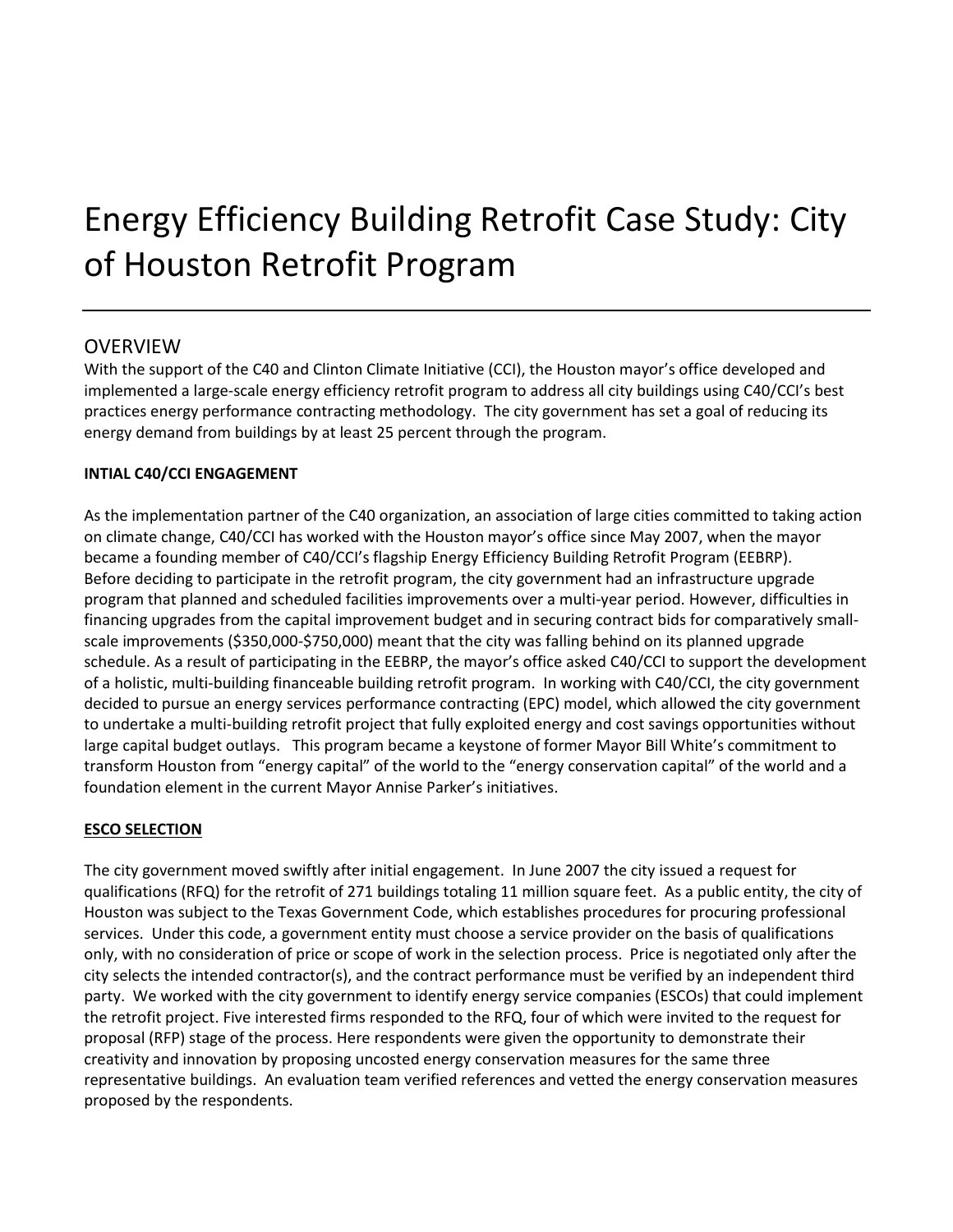# Energy Efficiency Building Retrofit Case Study: City of Houston Retrofit Program

## OVERVIEW

With the support of the C40 and Clinton Climate Initiative (CCI), the Houston mayor's office developed and implemented a large-scale energy efficiency retrofit program to address all city buildings using C40/CCI's best practices energy performance contracting methodology. The city government has set a goal of reducing its energy demand from buildings by at least 25 percent through the program.

**INTIAL C40/CCI ENGAGEMENT**

As the implementation partner of the C40 organization, an association of large cities committed to taking action on climate change, C40/CCI has worked with the Houston mayor's office since May 2007, when the mayor became a founding member of C40/CCI's flagship Energy Efficiency Building Retrofit Program (EEBRP). Before deciding to participate in the retrofit program, the city government had an infrastructure upgrade program that planned and scheduled facilities improvements over a multi-year period. However, difficulties in financing upgrades from the capital improvement budget and in securing contract bids for comparatively small-scale improvements ($350,000-$750,000) meant that the city was falling behind on its planned upgrade schedule. As a result of participating in the EEBRP, the mayor's office asked C40/CCI to support the development of a holistic, multi-building financeable building retrofit program. In working with C40/CCI, the city government decided to pursue an energy services performance contracting (EPC) model, which allowed the city government to undertake a multi-building retrofit project that fully exploited energy and cost savings opportunities without large capital budget outlays. This program became a keystone of former Mayor Bill White's commitment to transform Houston from "energy capital" of the world to the "energy conservation capital" of the world and a foundation element in the current Mayor Annise Parker's initiatives.

**ESCO SELECTION**

The city government moved swiftly after initial engagement. In June 2007 the city issued a request for qualifications (RFQ) for the retrofit of 271 buildings totaling 11 million square feet. As a public entity, the city of Houston was subject to the Texas Government Code, which establishes procedures for procuring professional services. Under this code, a government entity must choose a service provider on the basis of qualifications only, with no consideration of price or scope of work in the selection process. Price is negotiated only after the city selects the intended contractor(s), and the contract performance must be verified by an independent third party. We worked with the city government to identify energy service companies (ESCOs) that could implement the retrofit project. Five interested firms responded to the RFQ, four of which were invited to the request for proposal (RFP) stage of the process. Here respondents were given the opportunity to demonstrate their creativity and innovation by proposing uncosted energy conservation measures for the same three representative buildings. An evaluation team verified references and vetted the energy conservation measures proposed by the respondents.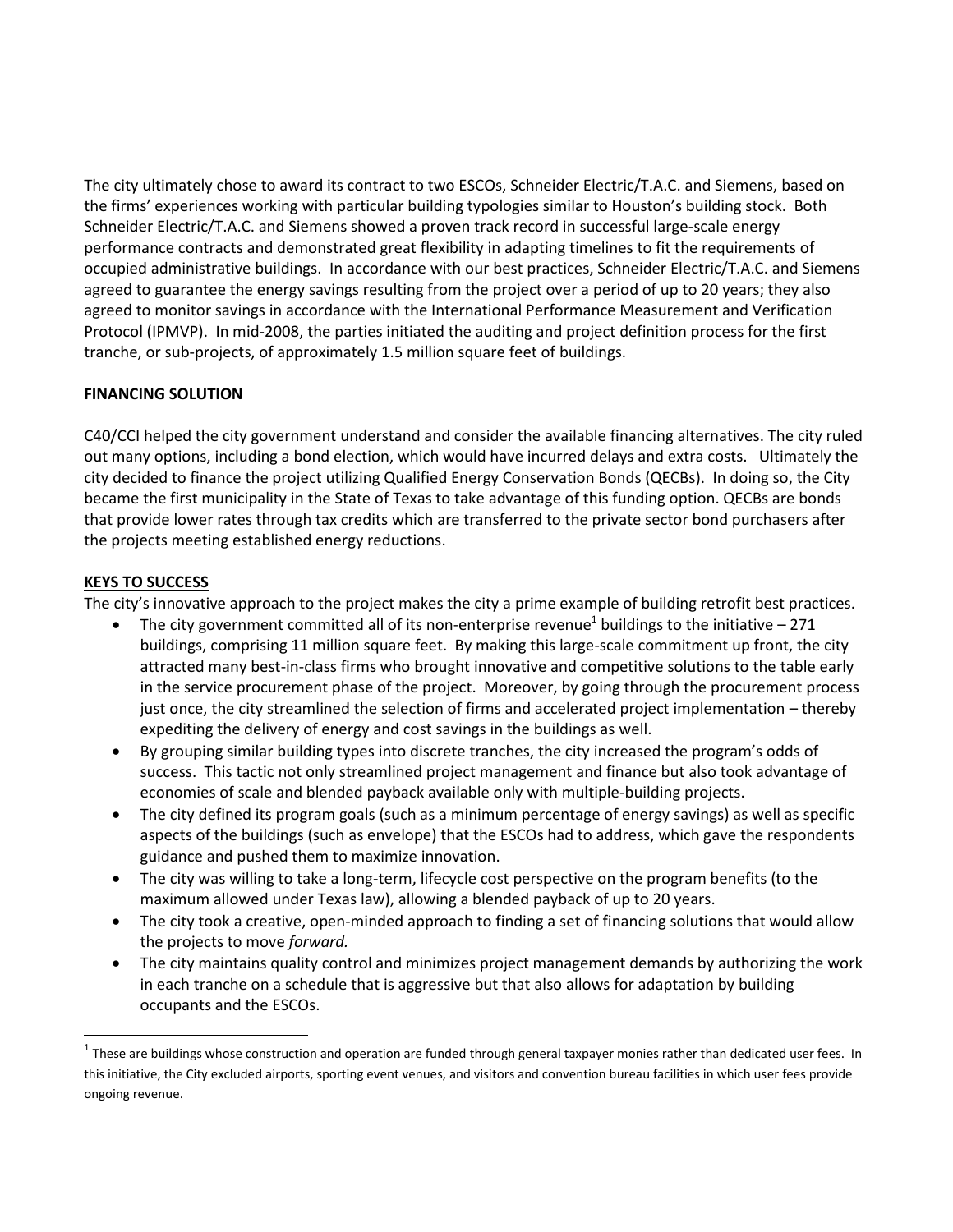The city ultimately chose to award its contract to two ESCOs, Schneider Electric/T.A.C. and Siemens, based on the firms' experiences working with particular building typologies similar to Houston's building stock. Both Schneider Electric/T.A.C. and Siemens showed a proven track record in successful large-scale energy performance contracts and demonstrated great flexibility in adapting timelines to fit the requirements of occupied administrative buildings. In accordance with our best practices, Schneider Electric/T.A.C. and Siemens agreed to guarantee the energy savings resulting from the project over a period of up to 20 years; they also agreed to monitor savings in accordance with the International Performance Measurement and Verification Protocol (IPMVP). In mid-2008, the parties initiated the auditing and project definition process for the first tranche, or sub-projects, of approximately 1.5 million square feet of buildings.

## FINANCING SOLUTION

C40/CCI helped the city government understand and consider the available financing alternatives. The city ruled out many options, including a bond election, which would have incurred delays and extra costs. Ultimately the city decided to finance the project utilizing Qualified Energy Conservation Bonds (QECBs). In doing so, the City became the first municipality in the State of Texas to take advantage of this funding option. QECBs are bonds that provide lower rates through tax credits which are transferred to the private sector bond purchasers after the projects meeting established energy reductions.

## KEYS TO SUCCESS

The city's innovative approach to the project makes the city a prime example of building retrofit best practices.

- The city government committed all of its non-enterprise revenue[1] buildings to the initiative – 271 buildings, comprising 11 million square feet. By making this large-scale commitment up front, the city attracted many best-in-class firms who brought innovative and competitive solutions to the table early in the service procurement phase of the project. Moreover, by going through the procurement process just once, the city streamlined the selection of firms and accelerated project implementation – thereby expediting the delivery of energy and cost savings in the buildings as well.
- By grouping similar building types into discrete tranches, the city increased the program's odds of success. This tactic not only streamlined project management and finance but also took advantage of economies of scale and blended payback available only with multiple-building projects.
- The city defined its program goals (such as a minimum percentage of energy savings) as well as specific aspects of the buildings (such as envelope) that the ESCOs had to address, which gave the respondents guidance and pushed them to maximize innovation.
- The city was willing to take a long-term, lifecycle cost perspective on the program benefits (to the maximum allowed under Texas law), allowing a blended payback of up to 20 years.
- The city took a creative, open-minded approach to finding a set of financing solutions that would allow the projects to move *forward.*
- The city maintains quality control and minimizes project management demands by authorizing the work in each tranche on a schedule that is aggressive but that also allows for adaptation by building occupants and the ESCOs.

[1] These are buildings whose construction and operation are funded through general taxpayer monies rather than dedicated user fees. In this initiative, the City excluded airports, sporting event venues, and visitors and convention bureau facilities in which user fees provide ongoing revenue.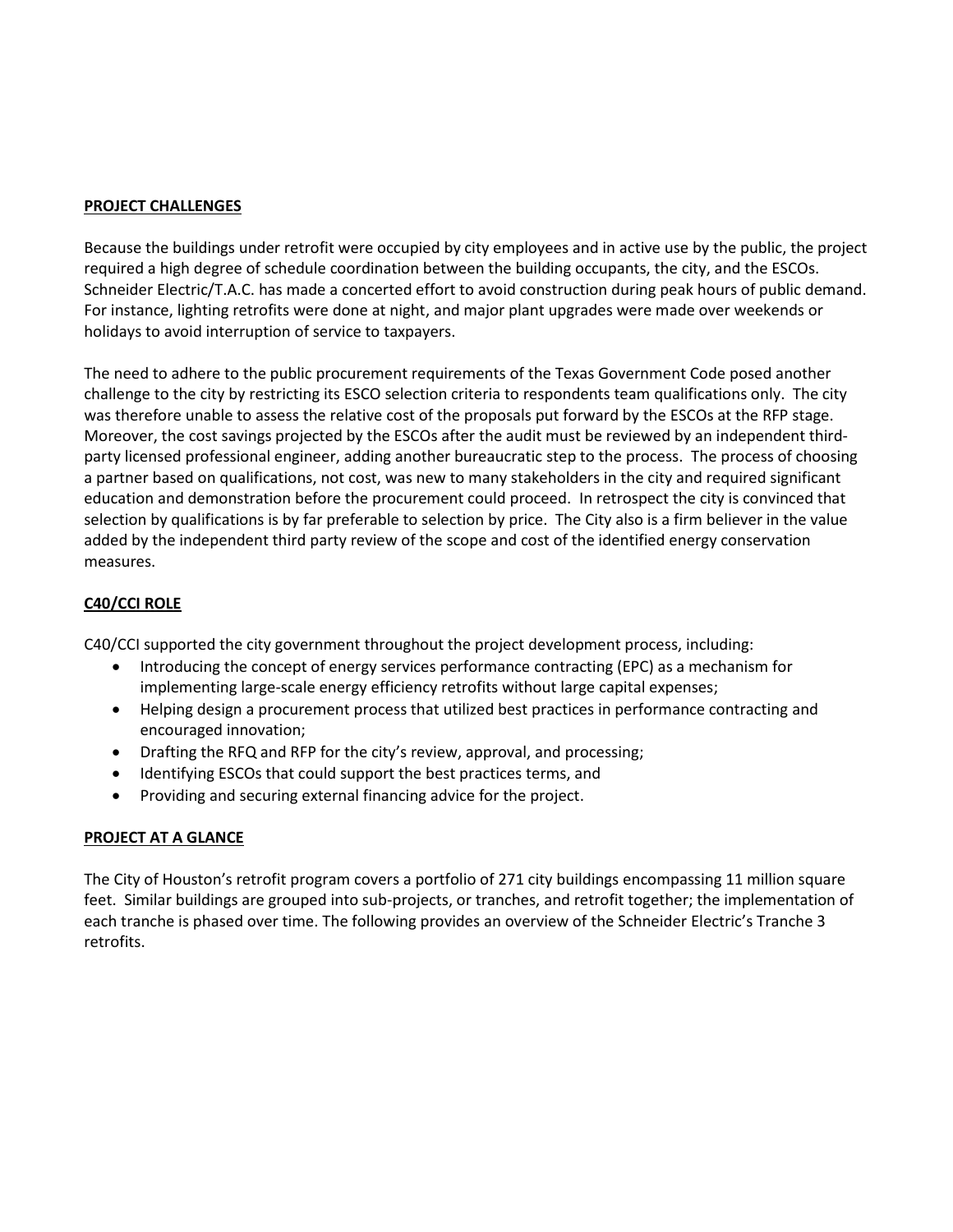## PROJECT CHALLENGES

Because the buildings under retrofit were occupied by city employees and in active use by the public, the project required a high degree of schedule coordination between the building occupants, the city, and the ESCOs. Schneider Electric/T.A.C. has made a concerted effort to avoid construction during peak hours of public demand. For instance, lighting retrofits were done at night, and major plant upgrades were made over weekends or holidays to avoid interruption of service to taxpayers.

The need to adhere to the public procurement requirements of the Texas Government Code posed another challenge to the city by restricting its ESCO selection criteria to respondents team qualifications only. The city was therefore unable to assess the relative cost of the proposals put forward by the ESCOs at the RFP stage. Moreover, the cost savings projected by the ESCOs after the audit must be reviewed by an independent third-party licensed professional engineer, adding another bureaucratic step to the process. The process of choosing a partner based on qualifications, not cost, was new to many stakeholders in the city and required significant education and demonstration before the procurement could proceed. In retrospect the city is convinced that selection by qualifications is by far preferable to selection by price. The City also is a firm believer in the value added by the independent third party review of the scope and cost of the identified energy conservation measures.

## C40/CCI ROLE

C40/CCI supported the city government throughout the project development process, including:

- Introducing the concept of energy services performance contracting (EPC) as a mechanism for implementing large-scale energy efficiency retrofits without large capital expenses;
- Helping design a procurement process that utilized best practices in performance contracting and encouraged innovation;
- Drafting the RFQ and RFP for the city's review, approval, and processing;
- Identifying ESCOs that could support the best practices terms, and
- Providing and securing external financing advice for the project.

## PROJECT AT A GLANCE

The City of Houston's retrofit program covers a portfolio of 271 city buildings encompassing 11 million square feet. Similar buildings are grouped into sub-projects, or tranches, and retrofit together; the implementation of each tranche is phased over time. The following provides an overview of the Schneider Electric's Tranche 3 retrofits.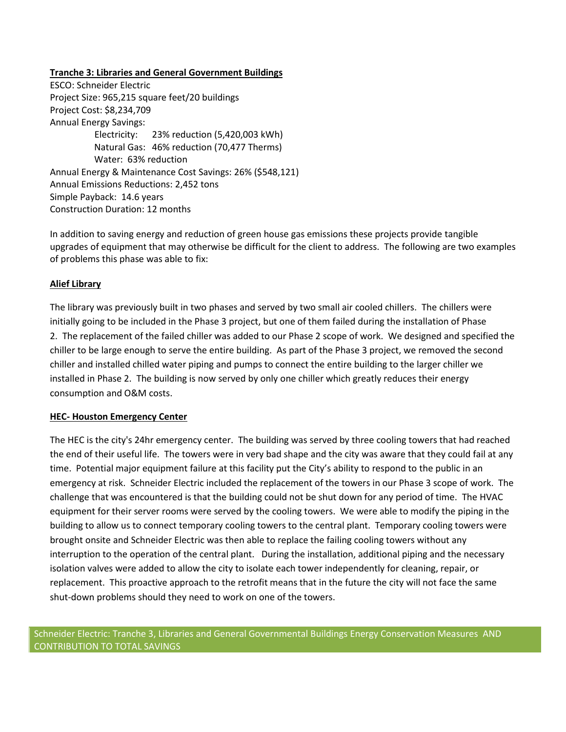**Tranche 3: Libraries and General Government Buildings**

ESCO: Schneider Electric
Project Size: 965,215 square feet/20 buildings
Project Cost: $8,234,709
Annual Energy Savings:

- Electricity: 23% reduction (5,420,003 kWh)
- Natural Gas: 46% reduction (70,477 Therms)
- Water: 63% reduction

Annual Energy & Maintenance Cost Savings: 26% ($548,121)
Annual Emissions Reductions: 2,452 tons
Simple Payback: 14.6 years
Construction Duration: 12 months

In addition to saving energy and reduction of green house gas emissions these projects provide tangible upgrades of equipment that may otherwise be difficult for the client to address. The following are two examples of problems this phase was able to fix:

**Alief Library**

The library was previously built in two phases and served by two small air cooled chillers. The chillers were initially going to be included in the Phase 3 project, but one of them failed during the installation of Phase 2. The replacement of the failed chiller was added to our Phase 2 scope of work. We designed and specified the chiller to be large enough to serve the entire building. As part of the Phase 3 project, we removed the second chiller and installed chilled water piping and pumps to connect the entire building to the larger chiller we installed in Phase 2. The building is now served by only one chiller which greatly reduces their energy consumption and O&M costs.

**HEC- Houston Emergency Center**

The HEC is the city's 24hr emergency center. The building was served by three cooling towers that had reached the end of their useful life. The towers were in very bad shape and the city was aware that they could fail at any time. Potential major equipment failure at this facility put the City's ability to respond to the public in an emergency at risk. Schneider Electric included the replacement of the towers in our Phase 3 scope of work. The challenge that was encountered is that the building could not be shut down for any period of time. The HVAC equipment for their server rooms were served by the cooling towers. We were able to modify the piping in the building to allow us to connect temporary cooling towers to the central plant. Temporary cooling towers were brought onsite and Schneider Electric was then able to replace the failing cooling towers without any interruption to the operation of the central plant. During the installation, additional piping and the necessary isolation valves were added to allow the city to isolate each tower independently for cleaning, repair, or replacement. This proactive approach to the retrofit means that in the future the city will not face the same shut-down problems should they need to work on one of the towers.

## Schneider Electric: Tranche 3, Libraries and General Governmental Buildings Energy Conservation Measures AND CONTRIBUTION TO TOTAL SAVINGS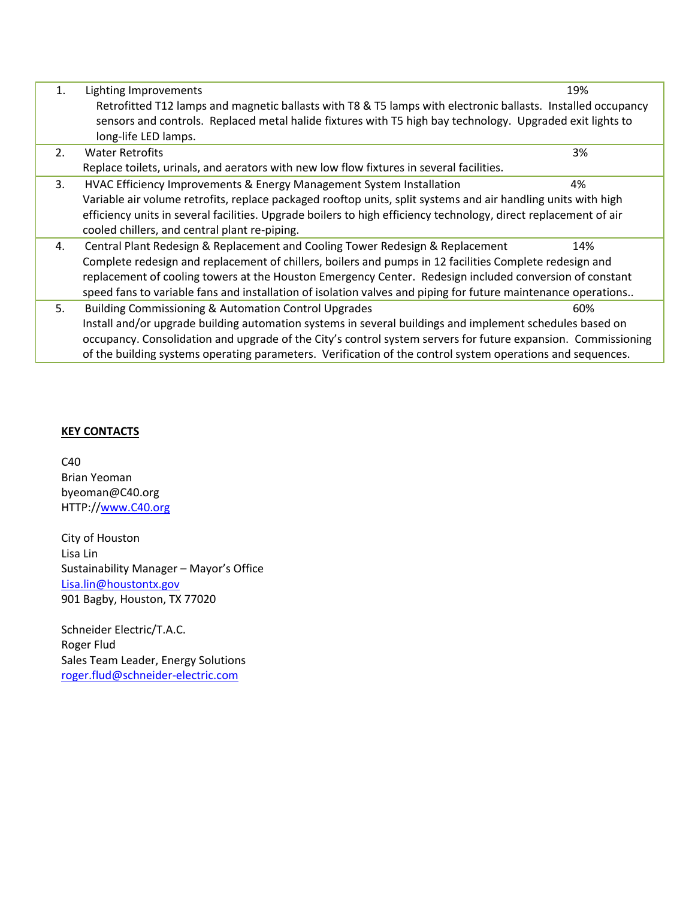| | | |
|---|---|---|
| 1. | Lighting Improvements<br>Retrofitted T12 lamps and magnetic ballasts with T8 & T5 lamps with electronic ballasts. Installed occupancy sensors and controls. Replaced metal halide fixtures with T5 high bay technology. Upgraded exit lights to long-life LED lamps. | 19% |
| 2. | Water Retrofits<br>Replace toilets, urinals, and aerators with new low flow fixtures in several facilities. | 3% |
| 3. | HVAC Efficiency Improvements & Energy Management System Installation<br>Variable air volume retrofits, replace packaged rooftop units, split systems and air handling units with high efficiency units in several facilities. Upgrade boilers to high efficiency technology, direct replacement of air cooled chillers, and central plant re-piping. | 4% |
| 4. | Central Plant Redesign & Replacement and Cooling Tower Redesign & Replacement<br>Complete redesign and replacement of chillers, boilers and pumps in 12 facilities Complete redesign and replacement of cooling towers at the Houston Emergency Center. Redesign included conversion of constant speed fans to variable fans and installation of isolation valves and piping for future maintenance operations.. | 14% |
| 5. | Building Commissioning & Automation Control Upgrades<br>Install and/or upgrade building automation systems in several buildings and implement schedules based on occupancy. Consolidation and upgrade of the City's control system servers for future expansion. Commissioning of the building systems operating parameters. Verification of the control system operations and sequences. | 60% |

**KEY CONTACTS**

C40
Brian Yeoman
byeoman@C40.org
HTTP://www.C40.org

City of Houston
Lisa Lin
Sustainability Manager – Mayor's Office
Lisa.lin@houstontx.gov
901 Bagby, Houston, TX 77020

Schneider Electric/T.A.C.
Roger Flud
Sales Team Leader, Energy Solutions
roger.flud@schneider-electric.com